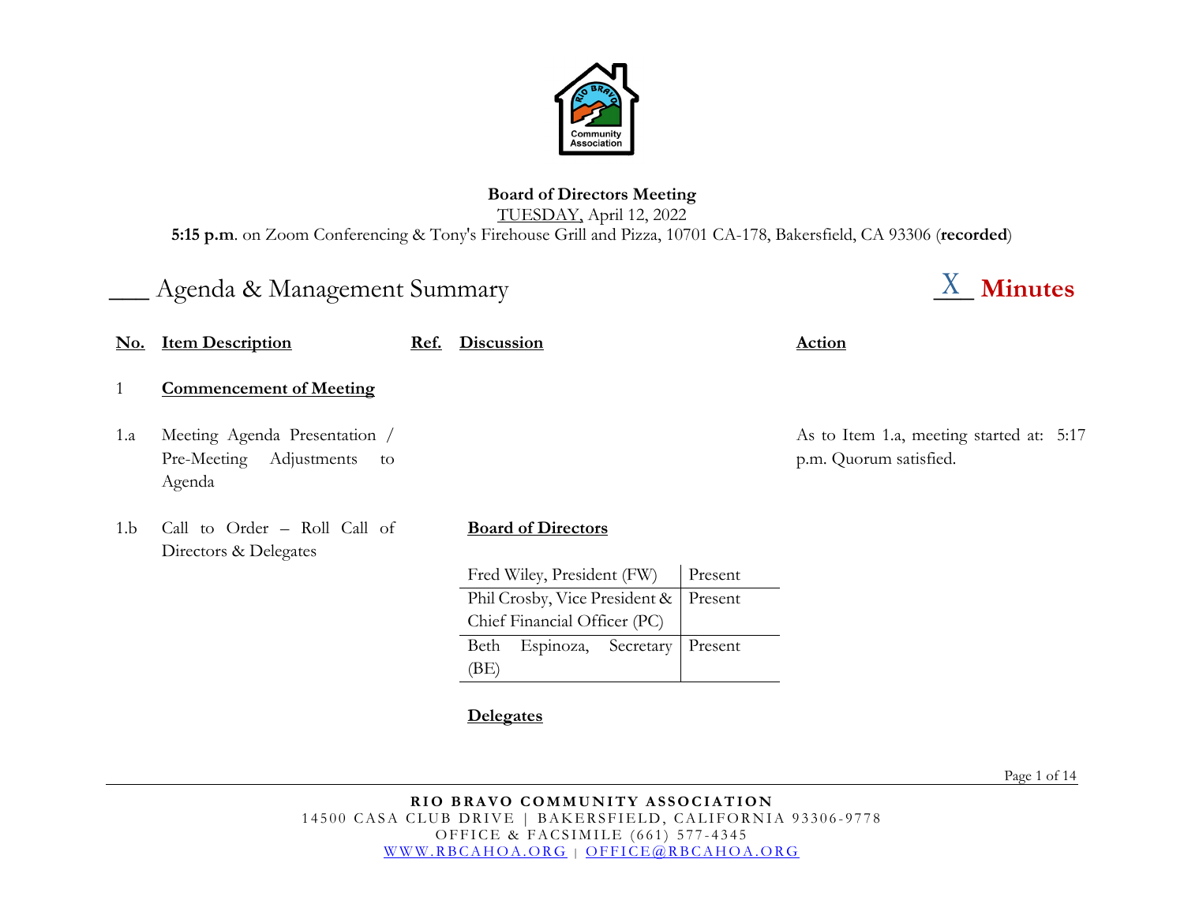**Board of Directors Meeting**

TUESDAY, April 12, 2022

**5:15 p.m**. on Zoom Conferencing & Tony's Firehouse Grill and Pizza, 10701 CA-178, Bakersfield, CA 93306 (**recorded**)

___ Agenda & Management Summary    _X_ **Minutes**

| No. | Item Description | Ref. | Discussion | Action |
|---|---|---|---|---|
| 1 | **Commencement of Meeting** | | | |
| 1.a | Meeting Agenda Presentation / Pre-Meeting Adjustments to Agenda | | | As to Item 1.a, meeting started at: 5:17 p.m. Quorum satisfied. |
| 1.b | Call to Order – Roll Call of Directors & Delegates | | **Board of Directors** | |

| Board of Directors | |
|---|---|
| Fred Wiley, President (FW) | Present |
| Phil Crosby, Vice President & Chief Financial Officer (PC) | Present |
| Beth Espinoza, Secretary (BE) | Present |

**Delegates**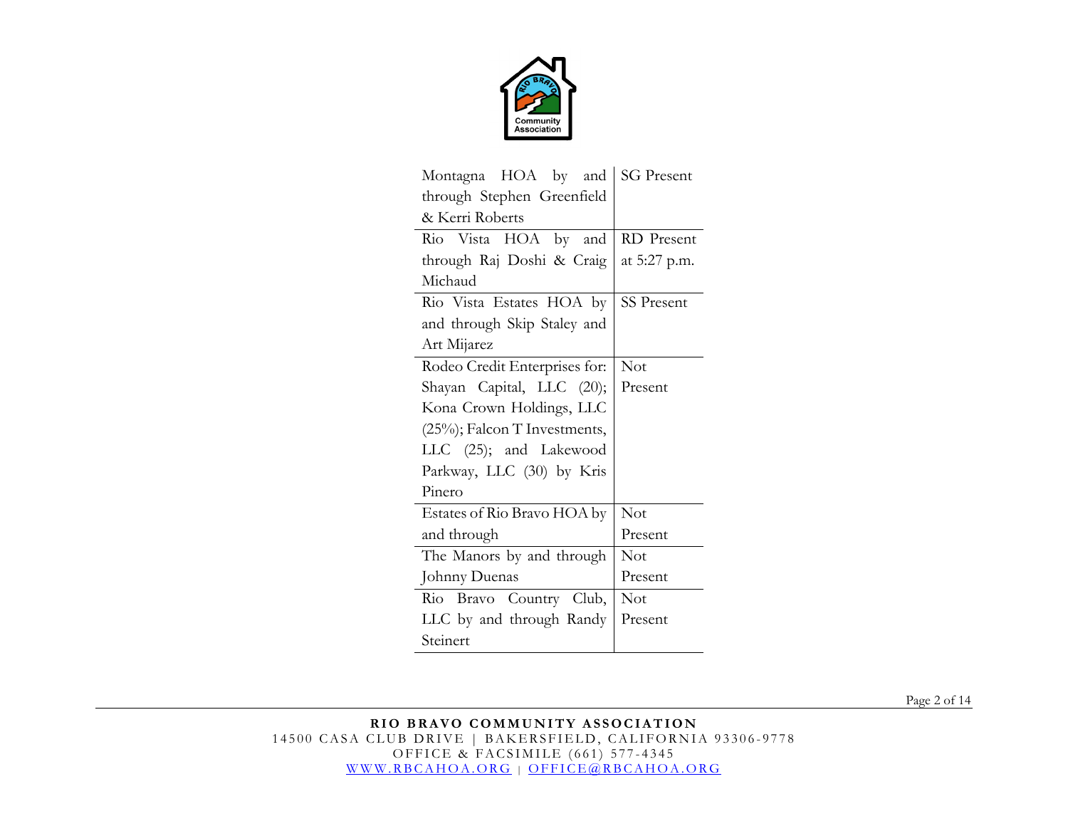| | |
|---|---|
| Montagna HOA by and through Stephen Greenfield & Kerri Roberts | SG Present |
| Rio Vista HOA by and through Raj Doshi & Craig Michaud | RD Present at 5:27 p.m. |
| Rio Vista Estates HOA by and through Skip Staley and Art Mijarez | SS Present |
| Rodeo Credit Enterprises for: Shayan Capital, LLC (20); Kona Crown Holdings, LLC (25%); Falcon T Investments, LLC (25); and Lakewood Parkway, LLC (30) by Kris Pinero | Not Present |
| Estates of Rio Bravo HOA by and through | Not Present |
| The Manors by and through Johnny Duenas | Not Present |
| Rio Bravo Country Club, LLC by and through Randy Steinert | Not Present |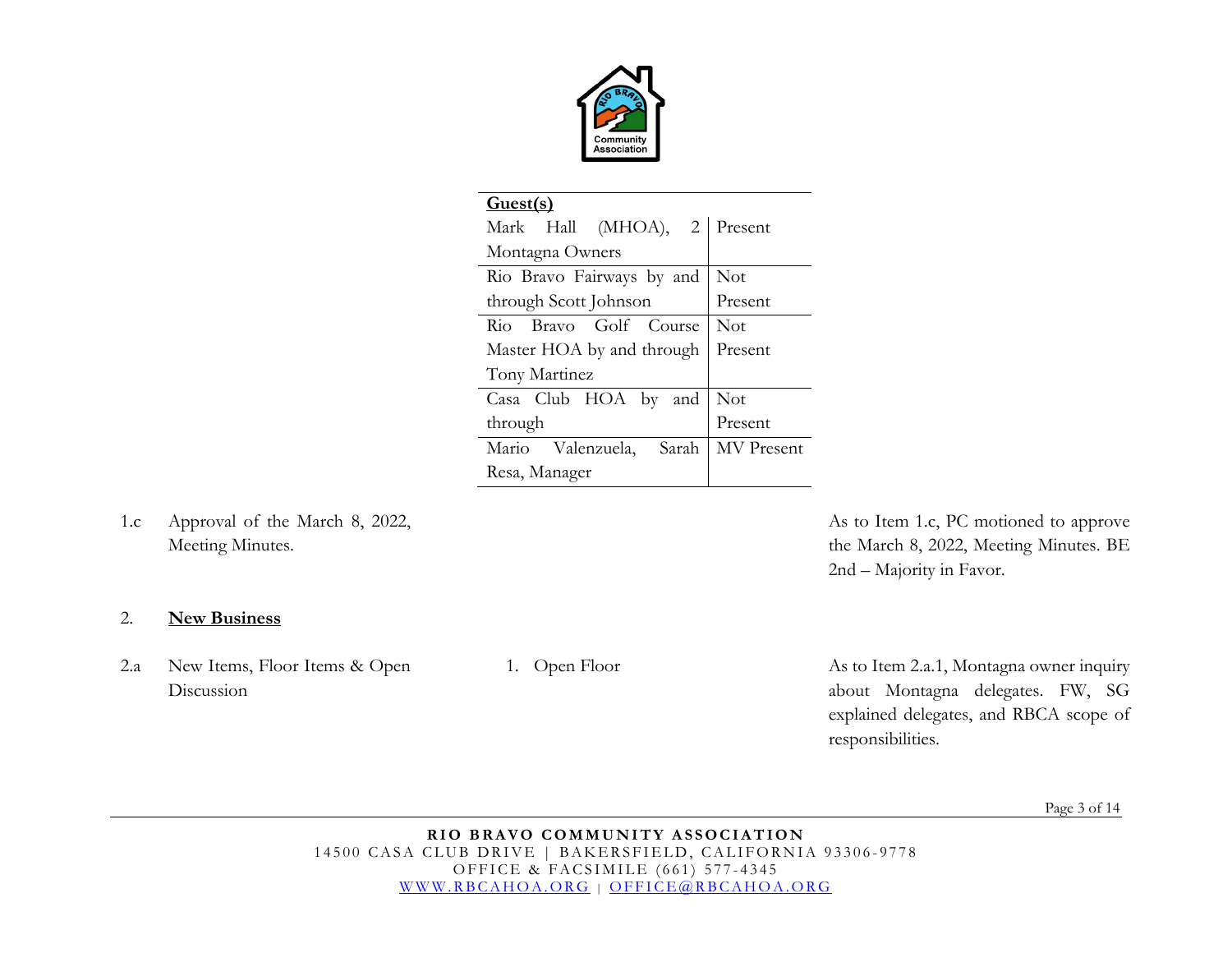| Guest(s) | |
|---|---|
| Mark Hall (MHOA), 2 Montagna Owners | Present |
| Rio Bravo Fairways by and through Scott Johnson | Not Present |
| Rio Bravo Golf Course Master HOA by and through Tony Martinez | Not Present |
| Casa Club HOA by and through | Not Present |
| Mario Valenzuela, Sarah Resa, Manager | MV Present |

| | | | |
|---|---|---|---|
| 1.c | Approval of the March 8, 2022, Meeting Minutes. | | As to Item 1.c, PC motioned to approve the March 8, 2022, Meeting Minutes. BE 2nd – Majority in Favor. |
| 2. | **New Business** | | |
| 2.a | New Items, Floor Items & Open Discussion | 1. Open Floor | As to Item 2.a.1, Montagna owner inquiry about Montagna delegates. FW, SG explained delegates, and RBCA scope of responsibilities. |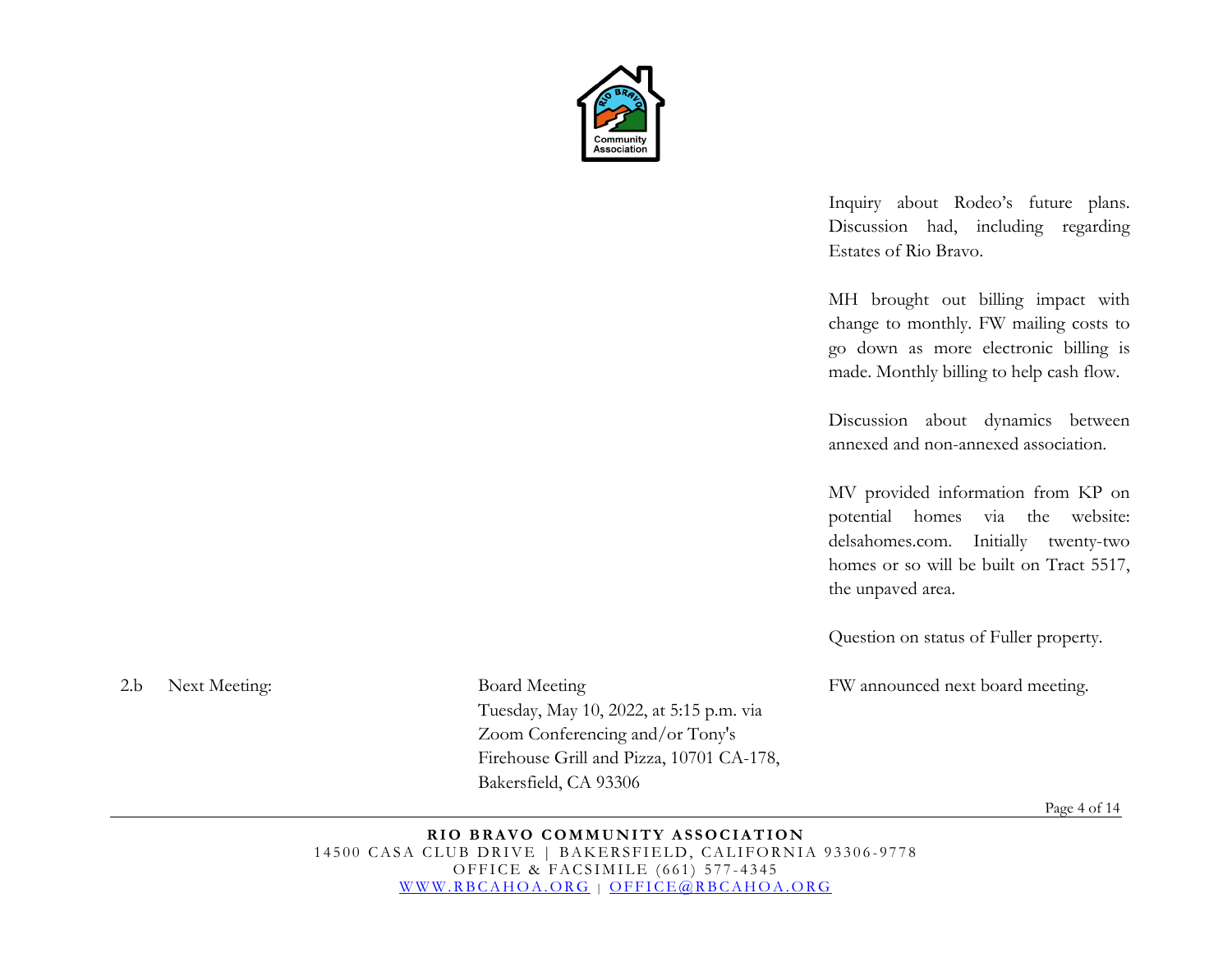| | | | |
|---|---|---|---|
| | | | Inquiry about Rodeo's future plans. Discussion had, including regarding Estates of Rio Bravo.<br><br>MH brought out billing impact with change to monthly. FW mailing costs to go down as more electronic billing is made. Monthly billing to help cash flow.<br><br>Discussion about dynamics between annexed and non-annexed association.<br><br>MV provided information from KP on potential homes via the website: delsahomes.com. Initially twenty-two homes or so will be built on Tract 5517, the unpaved area.<br><br>Question on status of Fuller property. |
| 2.b | Next Meeting: | Board Meeting<br>Tuesday, May 10, 2022, at 5:15 p.m. via Zoom Conferencing and/or Tony's Firehouse Grill and Pizza, 10701 CA-178, Bakersfield, CA 93306 | FW announced next board meeting. |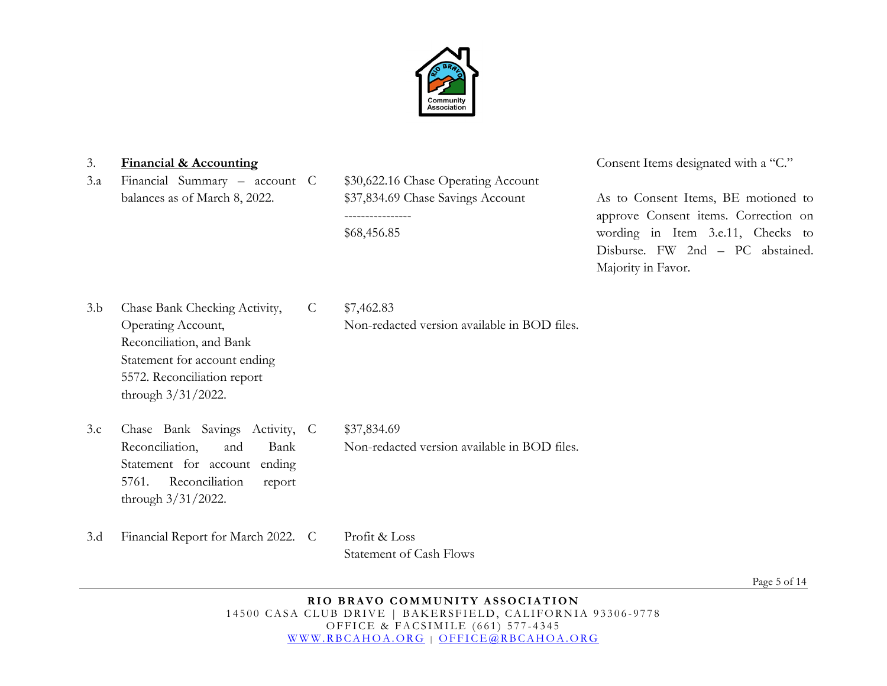| | | | | |
|---|---|---|---|---|
| 3. | **Financial & Accounting** | | | Consent Items designated with a "C." |
| 3.a | Financial Summary – account balances as of March 8, 2022. | C | $30,622.16 Chase Operating Account<br>$37,834.69 Chase Savings Account<br>---------------<br>$68,456.85 | As to Consent Items, BE motioned to approve Consent items. Correction on wording in Item 3.e.11, Checks to Disburse. FW 2nd – PC abstained. Majority in Favor. |
| 3.b | Chase Bank Checking Activity, Operating Account, Reconciliation, and Bank Statement for account ending 5572. Reconciliation report through 3/31/2022. | C | $7,462.83<br>Non-redacted version available in BOD files. | |
| 3.c | Chase Bank Savings Activity, Reconciliation, and Bank Statement for account ending 5761. Reconciliation report through 3/31/2022. | C | $37,834.69<br>Non-redacted version available in BOD files. | |
| 3.d | Financial Report for March 2022. | C | Profit & Loss<br>Statement of Cash Flows | |

**RIO BRAVO COMMUNITY ASSOCIATION**
14500 CASA CLUB DRIVE | BAKERSFIELD, CALIFORNIA 93306-9778
OFFICE & FACSIMILE (661) 577-4345
WWW.RBCAHOA.ORG | OFFICE@RBCAHOA.ORG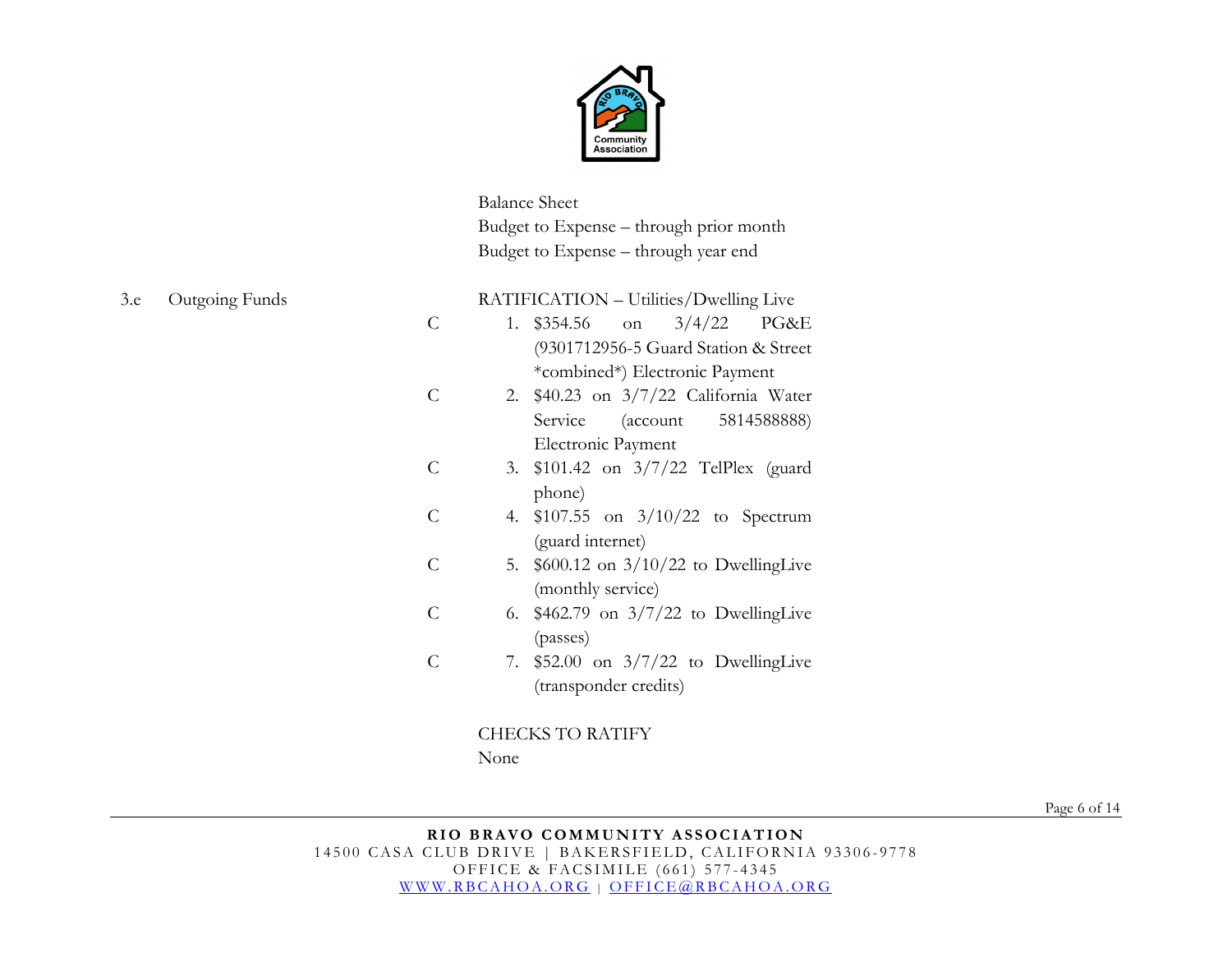Balance Sheet
Budget to Expense – through prior month
Budget to Expense – through year end

3.e Outgoing Funds

RATIFICATION – Utilities/Dwelling Live

C 1. $354.56 on 3/4/22 PG&E (9301712956-5 Guard Station & Street *combined*) Electronic Payment

C 2. $40.23 on 3/7/22 California Water Service (account 5814588888) Electronic Payment

C 3. $101.42 on 3/7/22 TelPlex (guard phone)

C 4. $107.55 on 3/10/22 to Spectrum (guard internet)

C 5. $600.12 on 3/10/22 to DwellingLive (monthly service)

C 6. $462.79 on 3/7/22 to DwellingLive (passes)

C 7. $52.00 on 3/7/22 to DwellingLive (transponder credits)

CHECKS TO RATIFY
None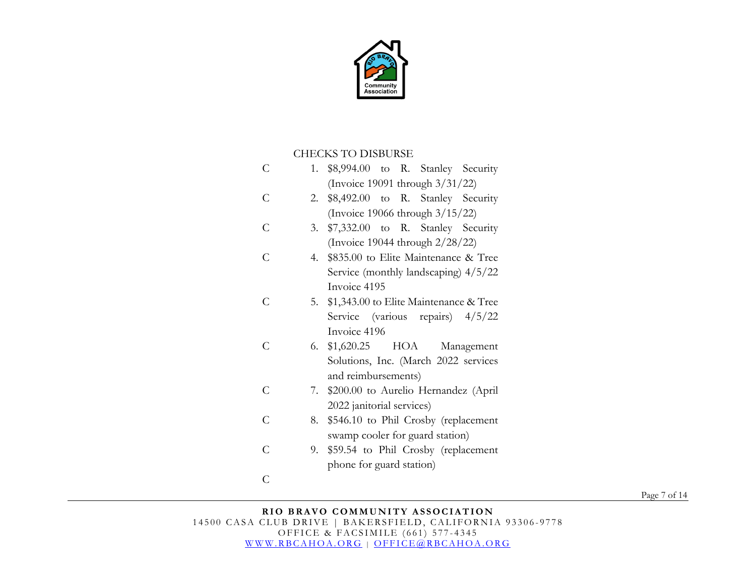CHECKS TO DISBURSE

C 1. $8,994.00 to R. Stanley Security (Invoice 19091 through 3/31/22)

C 2. $8,492.00 to R. Stanley Security (Invoice 19066 through 3/15/22)

C 3. $7,332.00 to R. Stanley Security (Invoice 19044 through 2/28/22)

C 4. $835.00 to Elite Maintenance & Tree Service (monthly landscaping) 4/5/22 Invoice 4195

C 5. $1,343.00 to Elite Maintenance & Tree Service (various repairs) 4/5/22 Invoice 4196

C 6. $1,620.25 HOA Management Solutions, Inc. (March 2022 services and reimbursements)

C 7. $200.00 to Aurelio Hernandez (April 2022 janitorial services)

C 8. $546.10 to Phil Crosby (replacement swamp cooler for guard station)

C 9. $59.54 to Phil Crosby (replacement phone for guard station)

C

**RIO BRAVO COMMUNITY ASSOCIATION**
14500 CASA CLUB DRIVE | BAKERSFIELD, CALIFORNIA 93306-9778
OFFICE & FACSIMILE (661) 577-4345
WWW.RBCAHOA.ORG | OFFICE@RBCAHOA.ORG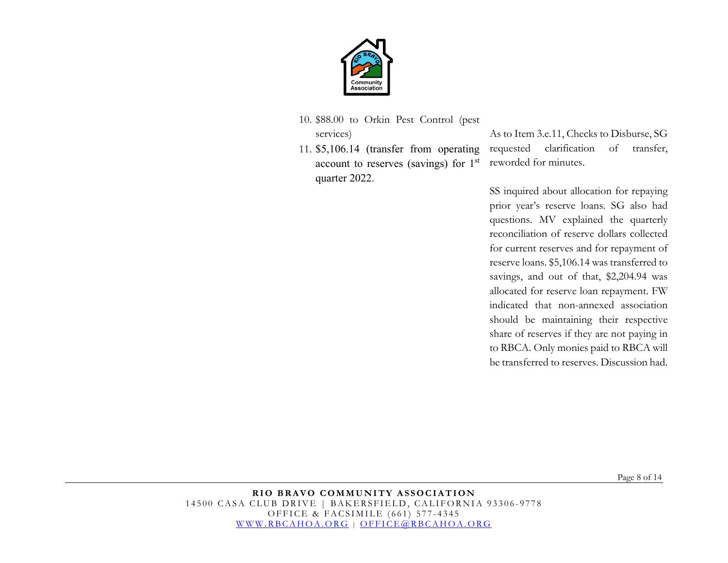10. $88.00 to Orkin Pest Control (pest services)
11. $5,106.14 (transfer from operating account to reserves (savings) for 1st quarter 2022.

As to Item 3.e.11, Checks to Disburse, SG requested clarification of transfer, reworded for minutes.

SS inquired about allocation for repaying prior year's reserve loans. SG also had questions. MV explained the quarterly reconciliation of reserve dollars collected for current reserves and for repayment of reserve loans. $5,106.14 was transferred to savings, and out of that, $2,204.94 was allocated for reserve loan repayment. FW indicated that non-annexed association should be maintaining their respective share of reserves if they are not paying in to RBCA. Only monies paid to RBCA will be transferred to reserves. Discussion had.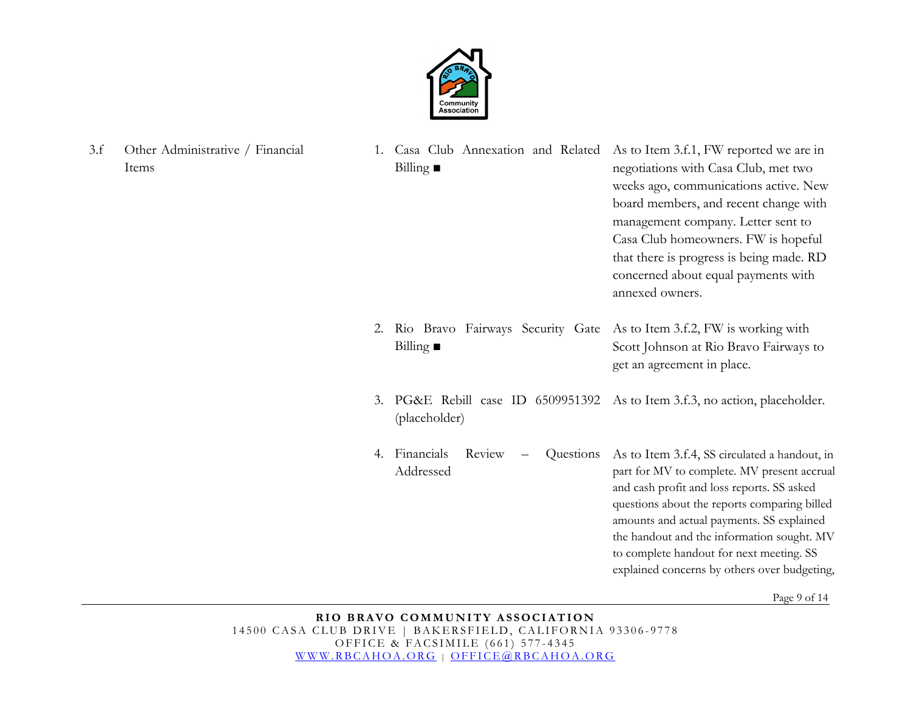| | | | |
|---|---|---|---|
| 3.f | Other Administrative / Financial Items | 1. Casa Club Annexation and Related Billing ■ | As to Item 3.f.1, FW reported we are in negotiations with Casa Club, met two weeks ago, communications active. New board members, and recent change with management company. Letter sent to Casa Club homeowners. FW is hopeful that there is progress is being made. RD concerned about equal payments with annexed owners. |
| | | 2. Rio Bravo Fairways Security Gate Billing ■ | As to Item 3.f.2, FW is working with Scott Johnson at Rio Bravo Fairways to get an agreement in place. |
| | | 3. PG&E Rebill case ID 6509951392 (placeholder) | As to Item 3.f.3, no action, placeholder. |
| | | 4. Financials Review – Questions Addressed | As to Item 3.f.4, SS circulated a handout, in part for MV to complete. MV present accrual and cash profit and loss reports. SS asked questions about the reports comparing billed amounts and actual payments. SS explained the handout and the information sought. MV to complete handout for next meeting. SS explained concerns by others over budgeting, |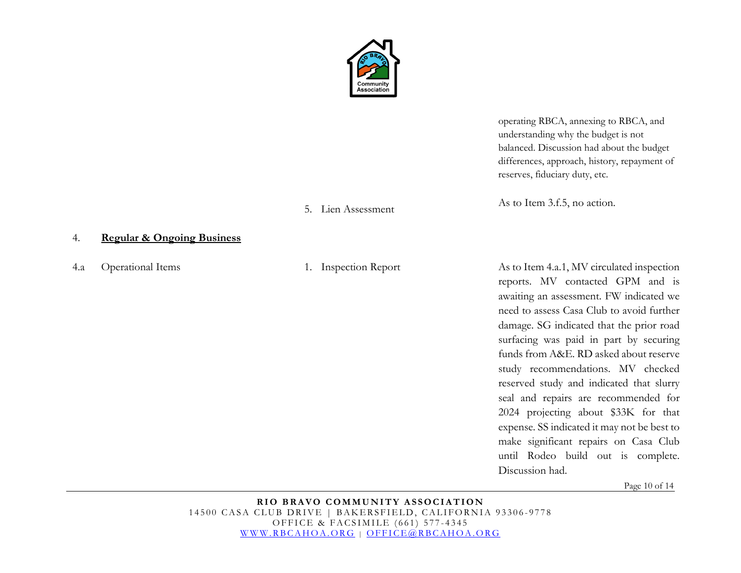| | | | |
|---|---|---|---|
| | | | operating RBCA, annexing to RBCA, and understanding why the budget is not balanced. Discussion had about the budget differences, approach, history, repayment of reserves, fiduciary duty, etc. |
| | | 5. Lien Assessment | As to Item 3.f.5, no action. |
| 4. | **<u>Regular & Ongoing Business</u>** | | |
| 4.a | Operational Items | 1. Inspection Report | As to Item 4.a.1, MV circulated inspection reports. MV contacted GPM and is awaiting an assessment. FW indicated we need to assess Casa Club to avoid further damage. SG indicated that the prior road surfacing was paid in part by securing funds from A&E. RD asked about reserve study recommendations. MV checked reserved study and indicated that slurry seal and repairs are recommended for 2024 projecting about $33K for that expense. SS indicated it may not be best to make significant repairs on Casa Club until Rodeo build out is complete. Discussion had. |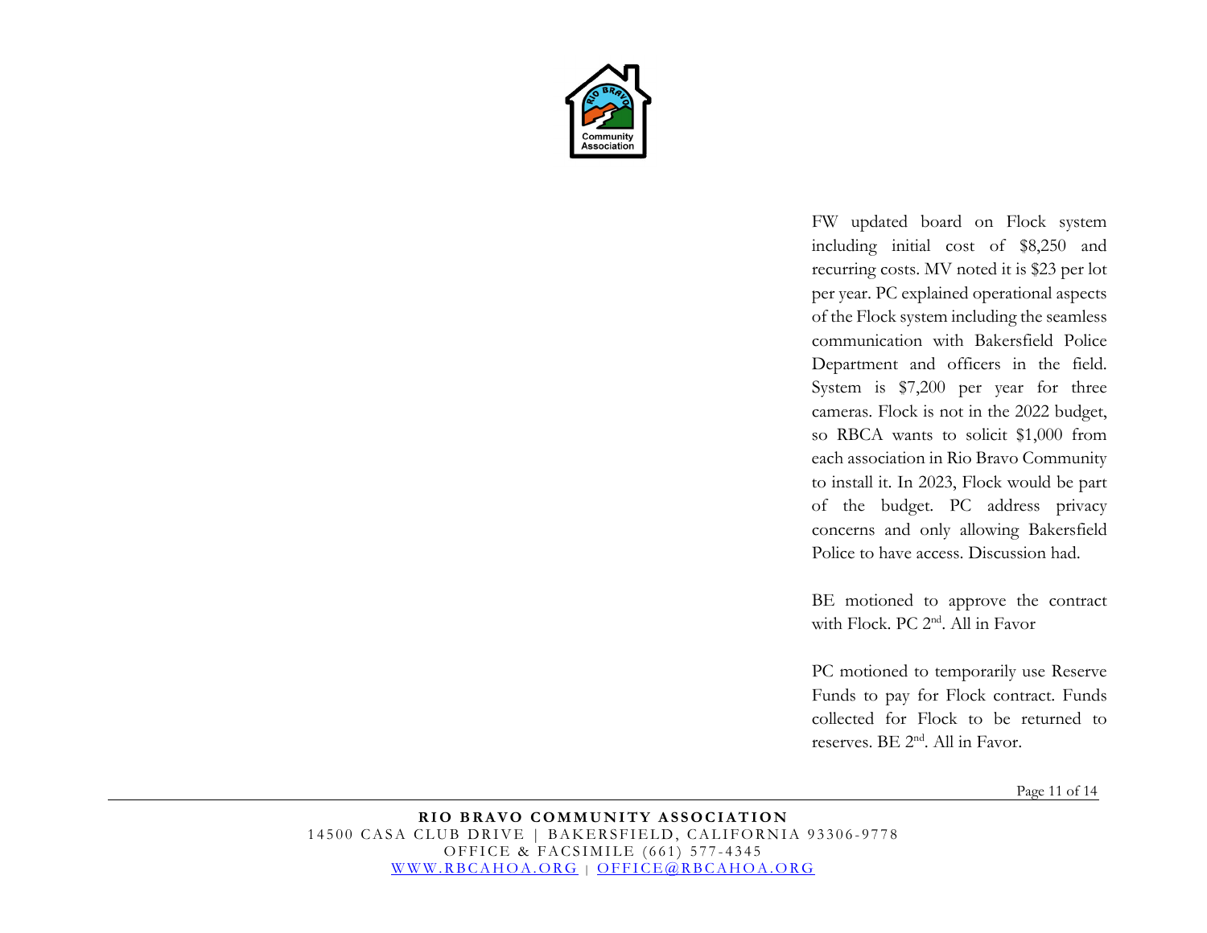FW updated board on Flock system including initial cost of $8,250 and recurring costs. MV noted it is $23 per lot per year. PC explained operational aspects of the Flock system including the seamless communication with Bakersfield Police Department and officers in the field. System is $7,200 per year for three cameras. Flock is not in the 2022 budget, so RBCA wants to solicit $1,000 from each association in Rio Bravo Community to install it. In 2023, Flock would be part of the budget. PC address privacy concerns and only allowing Bakersfield Police to have access. Discussion had.

BE motioned to approve the contract with Flock. PC 2nd. All in Favor

PC motioned to temporarily use Reserve Funds to pay for Flock contract. Funds collected for Flock to be returned to reserves. BE 2nd. All in Favor.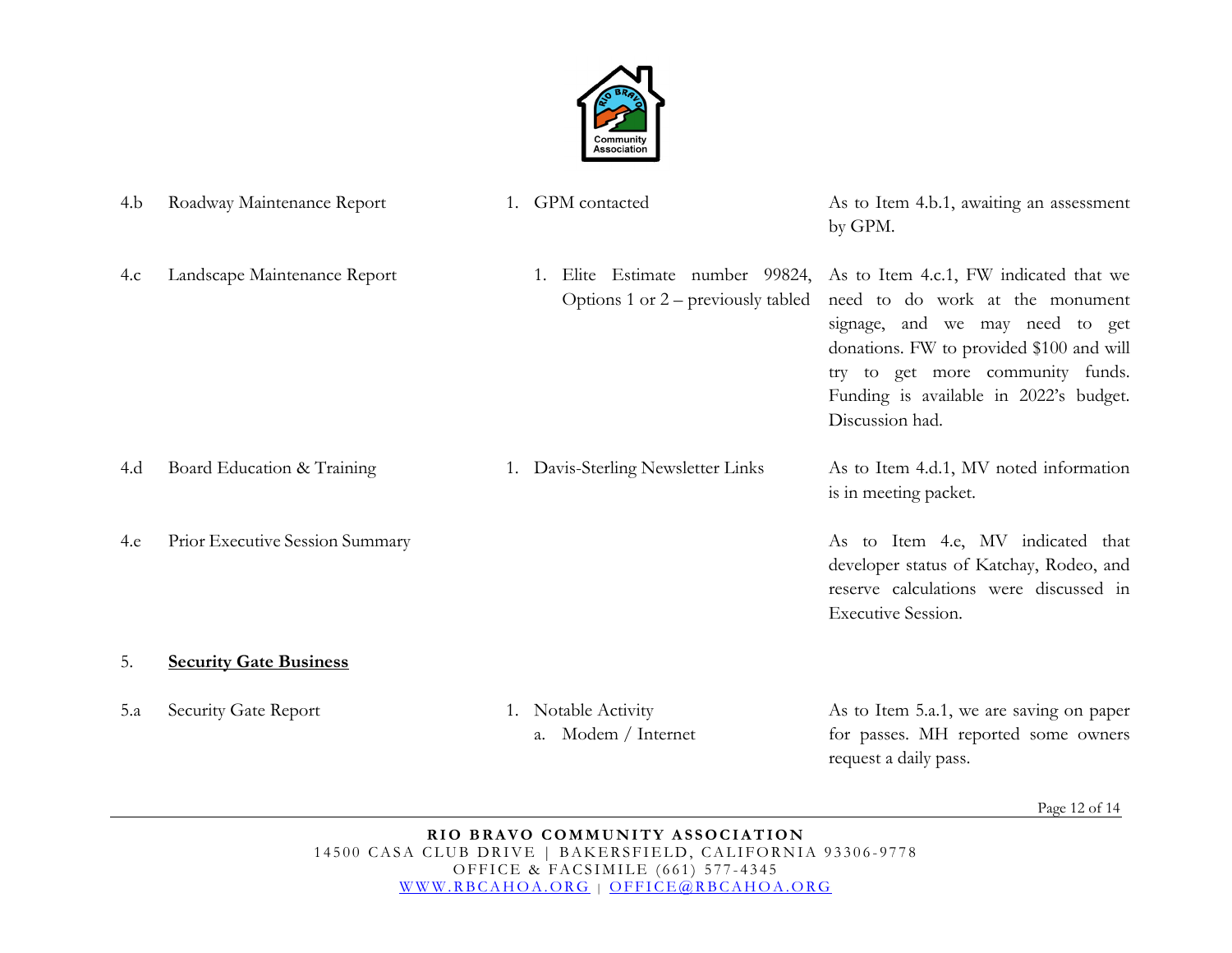| | | | |
|---|---|---|---|
| 4.b | Roadway Maintenance Report | 1. GPM contacted | As to Item 4.b.1, awaiting an assessment by GPM. |
| 4.c | Landscape Maintenance Report | 1. Elite Estimate number 99824, Options 1 or 2 – previously tabled | As to Item 4.c.1, FW indicated that we need to do work at the monument signage, and we may need to get donations. FW to provided $100 and will try to get more community funds. Funding is available in 2022's budget. Discussion had. |
| 4.d | Board Education & Training | 1. Davis-Sterling Newsletter Links | As to Item 4.d.1, MV noted information is in meeting packet. |
| 4.e | Prior Executive Session Summary | | As to Item 4.e, MV indicated that developer status of Katchay, Rodeo, and reserve calculations were discussed in Executive Session. |
| 5. | **<u>Security Gate Business</u>** | | |
| 5.a | Security Gate Report | 1. Notable Activity<br>a. Modem / Internet | As to Item 5.a.1, we are saving on paper for passes. MH reported some owners request a daily pass. |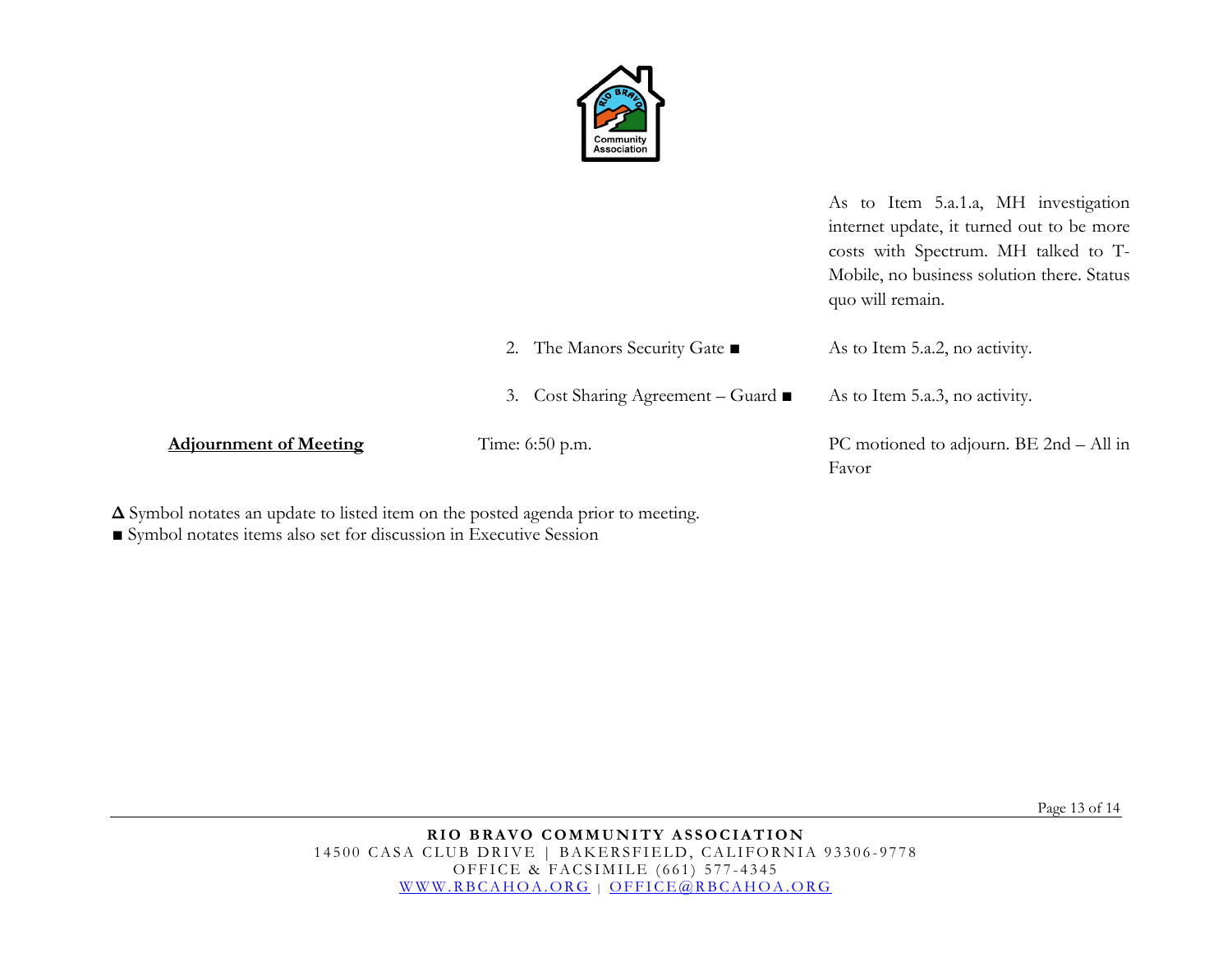| | | |
|---|---|---|
| | | As to Item 5.a.1.a, MH investigation internet update, it turned out to be more costs with Spectrum. MH talked to T-Mobile, no business solution there. Status quo will remain. |
| | 2. The Manors Security Gate ■ | As to Item 5.a.2, no activity. |
| | 3. Cost Sharing Agreement – Guard ■ | As to Item 5.a.3, no activity. |
| **Adjournment of Meeting** | Time: 6:50 p.m. | PC motioned to adjourn. BE 2nd – All in Favor |

**Δ** Symbol notates an update to listed item on the posted agenda prior to meeting.
■ Symbol notates items also set for discussion in Executive Session

**RIO BRAVO COMMUNITY ASSOCIATION**
14500 CASA CLUB DRIVE | BAKERSFIELD, CALIFORNIA 93306-9778
OFFICE & FACSIMILE (661) 577-4345
WWW.RBCAHOA.ORG | OFFICE@RBCAHOA.ORG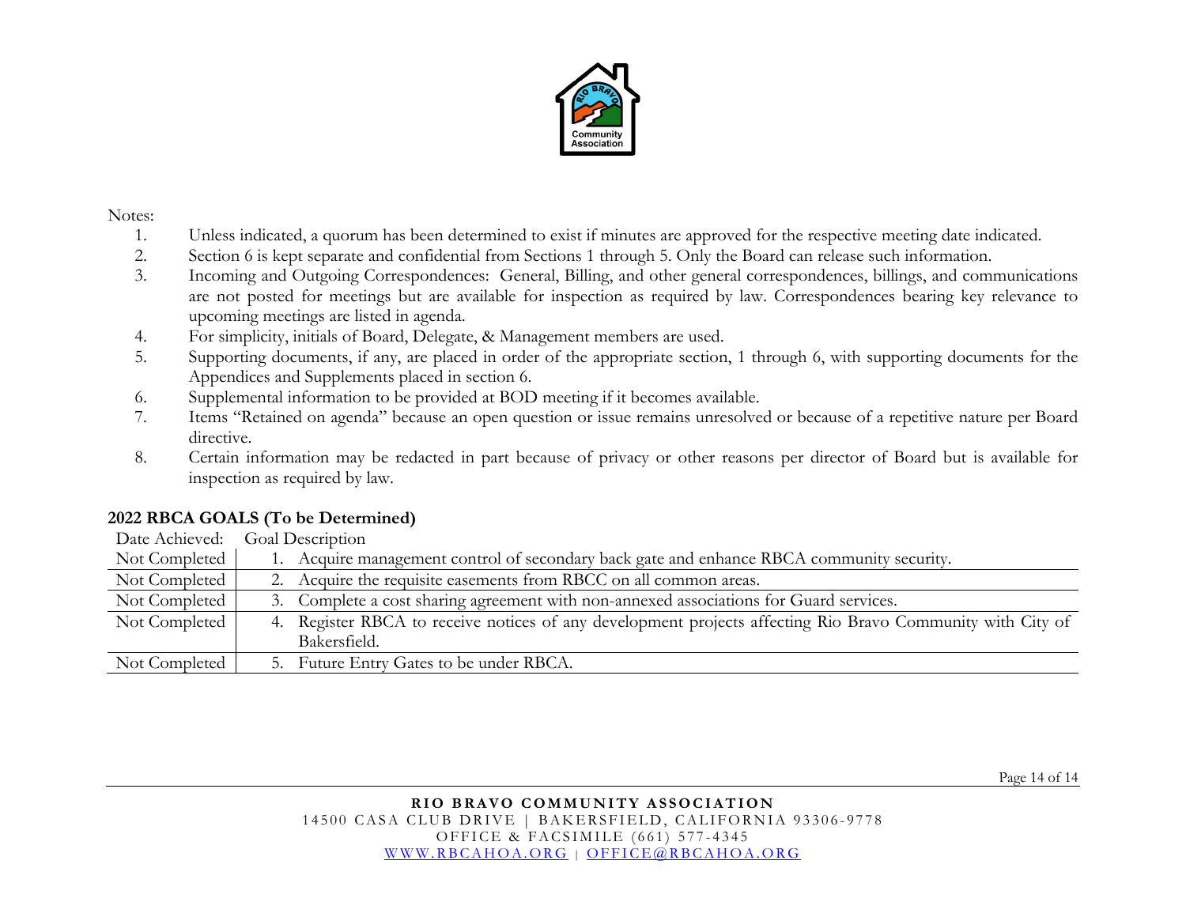Notes:

1. Unless indicated, a quorum has been determined to exist if minutes are approved for the respective meeting date indicated.
2. Section 6 is kept separate and confidential from Sections 1 through 5. Only the Board can release such information.
3. Incoming and Outgoing Correspondences: General, Billing, and other general correspondences, billings, and communications are not posted for meetings but are available for inspection as required by law. Correspondences bearing key relevance to upcoming meetings are listed in agenda.
4. For simplicity, initials of Board, Delegate, & Management members are used.
5. Supporting documents, if any, are placed in order of the appropriate section, 1 through 6, with supporting documents for the Appendices and Supplements placed in section 6.
6. Supplemental information to be provided at BOD meeting if it becomes available.
7. Items "Retained on agenda" because an open question or issue remains unresolved or because of a repetitive nature per Board directive.
8. Certain information may be redacted in part because of privacy or other reasons per director of Board but is available for inspection as required by law.

**2022 RBCA GOALS (To be Determined)**

| Date Achieved: | Goal Description |
|---|---|
| Not Completed | 1. Acquire management control of secondary back gate and enhance RBCA community security. |
| Not Completed | 2. Acquire the requisite easements from RBCC on all common areas. |
| Not Completed | 3. Complete a cost sharing agreement with non-annexed associations for Guard services. |
| Not Completed | 4. Register RBCA to receive notices of any development projects affecting Rio Bravo Community with City of Bakersfield. |
| Not Completed | 5. Future Entry Gates to be under RBCA. |